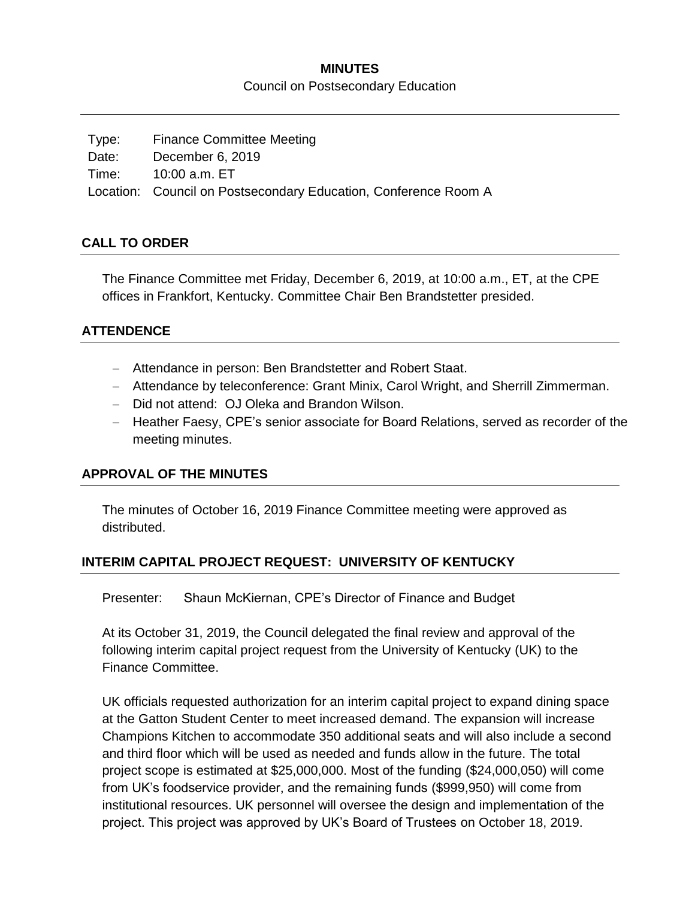# MINUTES

Council on Postsecondary Education

Type: Finance Committee Meeting
Date: December 6, 2019
Time: 10:00 a.m. ET
Location: Council on Postsecondary Education, Conference Room A

## CALL TO ORDER

The Finance Committee met Friday, December 6, 2019, at 10:00 a.m., ET, at the CPE offices in Frankfort, Kentucky. Committee Chair Ben Brandstetter presided.

## ATTENDENCE

- Attendance in person: Ben Brandstetter and Robert Staat.
- Attendance by teleconference: Grant Minix, Carol Wright, and Sherrill Zimmerman.
- Did not attend: OJ Oleka and Brandon Wilson.
- Heather Faesy, CPE's senior associate for Board Relations, served as recorder of the meeting minutes.

## APPROVAL OF THE MINUTES

The minutes of October 16, 2019 Finance Committee meeting were approved as distributed.

## INTERIM CAPITAL PROJECT REQUEST: UNIVERSITY OF KENTUCKY

Presenter: Shaun McKiernan, CPE's Director of Finance and Budget

At its October 31, 2019, the Council delegated the final review and approval of the following interim capital project request from the University of Kentucky (UK) to the Finance Committee.

UK officials requested authorization for an interim capital project to expand dining space at the Gatton Student Center to meet increased demand. The expansion will increase Champions Kitchen to accommodate 350 additional seats and will also include a second and third floor which will be used as needed and funds allow in the future. The total project scope is estimated at $25,000,000. Most of the funding ($24,000,050) will come from UK's foodservice provider, and the remaining funds ($999,950) will come from institutional resources. UK personnel will oversee the design and implementation of the project. This project was approved by UK's Board of Trustees on October 18, 2019.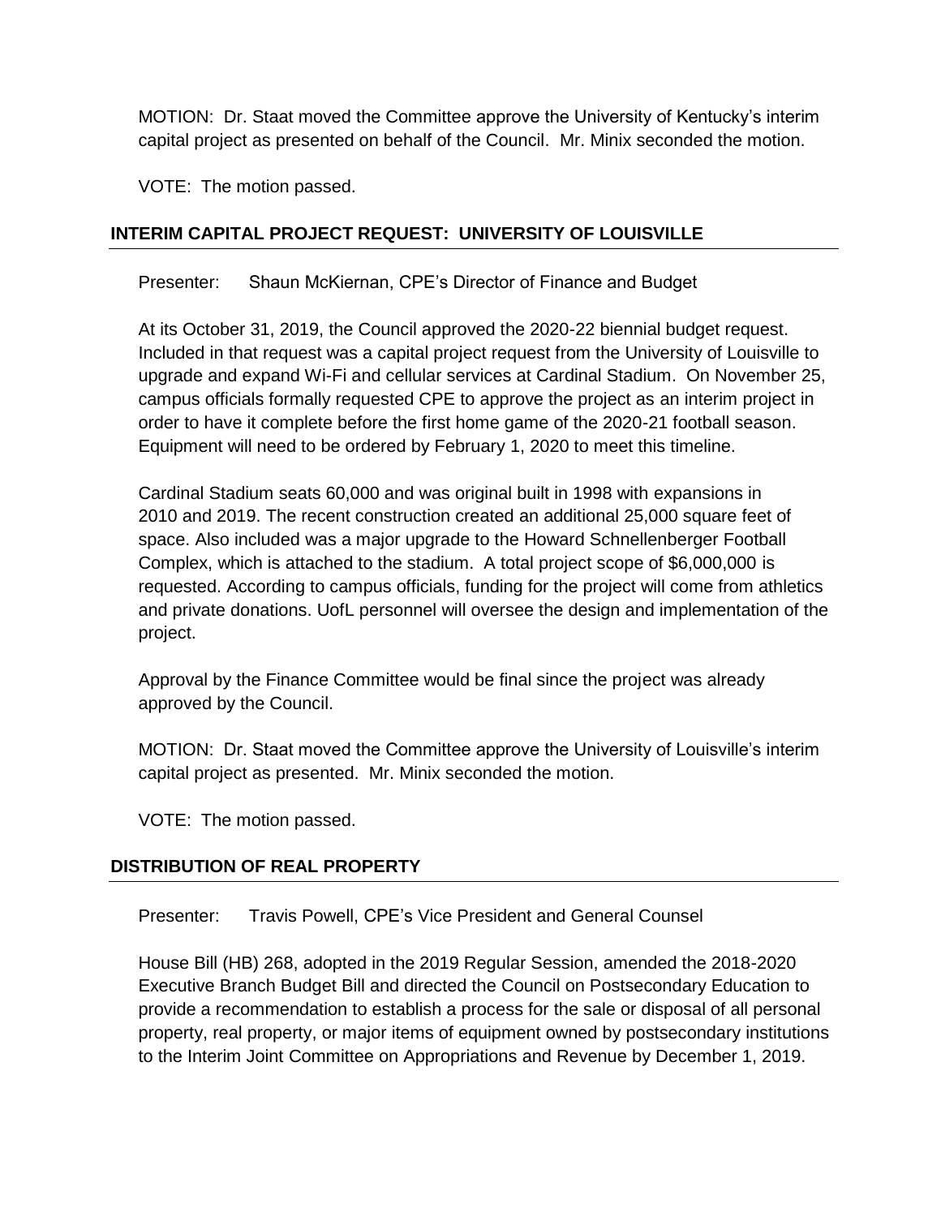MOTION: Dr. Staat moved the Committee approve the University of Kentucky's interim capital project as presented on behalf of the Council. Mr. Minix seconded the motion.

VOTE: The motion passed.

## INTERIM CAPITAL PROJECT REQUEST: UNIVERSITY OF LOUISVILLE

Presenter: Shaun McKiernan, CPE's Director of Finance and Budget

At its October 31, 2019, the Council approved the 2020-22 biennial budget request. Included in that request was a capital project request from the University of Louisville to upgrade and expand Wi-Fi and cellular services at Cardinal Stadium. On November 25, campus officials formally requested CPE to approve the project as an interim project in order to have it complete before the first home game of the 2020-21 football season. Equipment will need to be ordered by February 1, 2020 to meet this timeline.

Cardinal Stadium seats 60,000 and was original built in 1998 with expansions in 2010 and 2019. The recent construction created an additional 25,000 square feet of space. Also included was a major upgrade to the Howard Schnellenberger Football Complex, which is attached to the stadium. A total project scope of $6,000,000 is requested. According to campus officials, funding for the project will come from athletics and private donations. UofL personnel will oversee the design and implementation of the project.

Approval by the Finance Committee would be final since the project was already approved by the Council.

MOTION: Dr. Staat moved the Committee approve the University of Louisville's interim capital project as presented. Mr. Minix seconded the motion.

VOTE: The motion passed.

## DISTRIBUTION OF REAL PROPERTY

Presenter: Travis Powell, CPE's Vice President and General Counsel

House Bill (HB) 268, adopted in the 2019 Regular Session, amended the 2018-2020 Executive Branch Budget Bill and directed the Council on Postsecondary Education to provide a recommendation to establish a process for the sale or disposal of all personal property, real property, or major items of equipment owned by postsecondary institutions to the Interim Joint Committee on Appropriations and Revenue by December 1, 2019.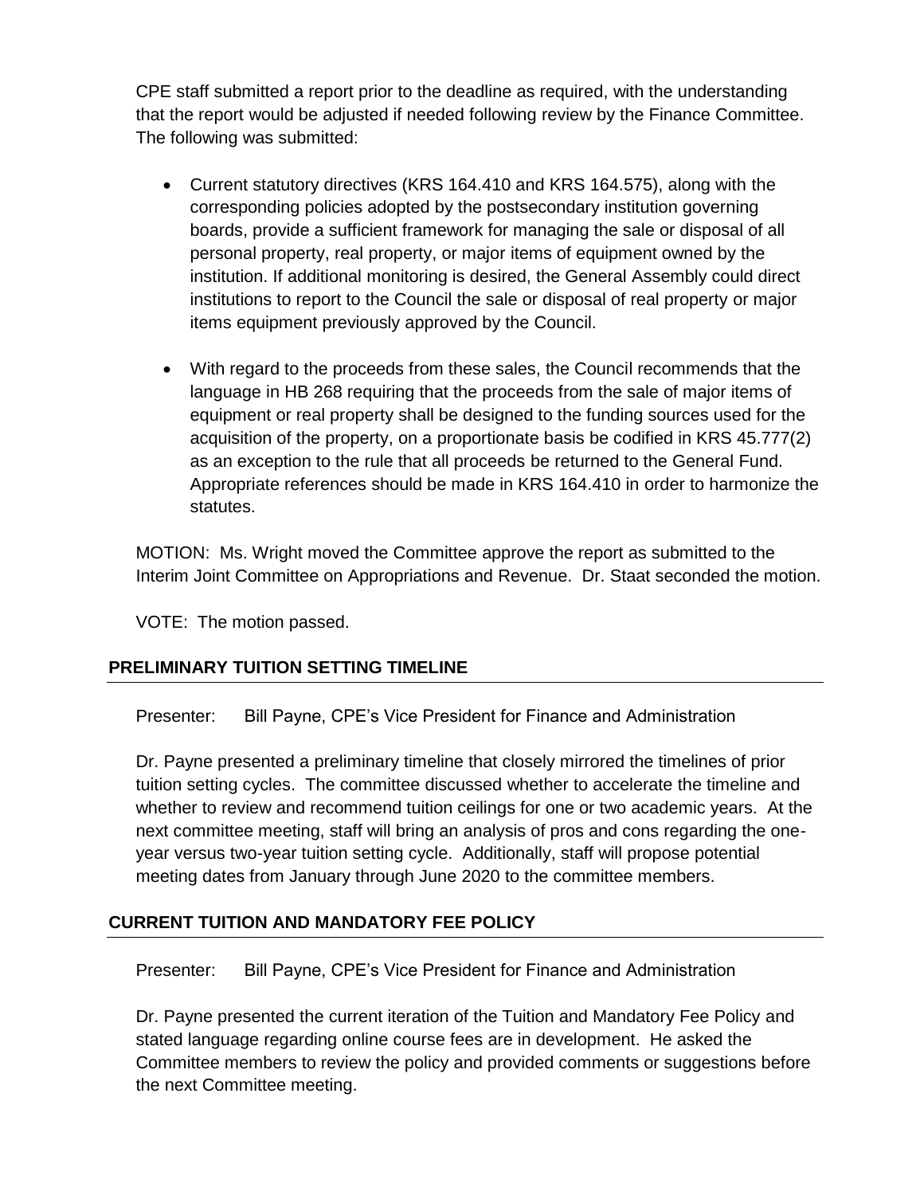CPE staff submitted a report prior to the deadline as required, with the understanding that the report would be adjusted if needed following review by the Finance Committee. The following was submitted:

- Current statutory directives (KRS 164.410 and KRS 164.575), along with the corresponding policies adopted by the postsecondary institution governing boards, provide a sufficient framework for managing the sale or disposal of all personal property, real property, or major items of equipment owned by the institution. If additional monitoring is desired, the General Assembly could direct institutions to report to the Council the sale or disposal of real property or major items equipment previously approved by the Council.

- With regard to the proceeds from these sales, the Council recommends that the language in HB 268 requiring that the proceeds from the sale of major items of equipment or real property shall be designed to the funding sources used for the acquisition of the property, on a proportionate basis be codified in KRS 45.777(2) as an exception to the rule that all proceeds be returned to the General Fund. Appropriate references should be made in KRS 164.410 in order to harmonize the statutes.

MOTION: Ms. Wright moved the Committee approve the report as submitted to the Interim Joint Committee on Appropriations and Revenue. Dr. Staat seconded the motion.

VOTE: The motion passed.

## PRELIMINARY TUITION SETTING TIMELINE

Presenter: Bill Payne, CPE's Vice President for Finance and Administration

Dr. Payne presented a preliminary timeline that closely mirrored the timelines of prior tuition setting cycles. The committee discussed whether to accelerate the timeline and whether to review and recommend tuition ceilings for one or two academic years. At the next committee meeting, staff will bring an analysis of pros and cons regarding the one-year versus two-year tuition setting cycle. Additionally, staff will propose potential meeting dates from January through June 2020 to the committee members.

## CURRENT TUITION AND MANDATORY FEE POLICY

Presenter: Bill Payne, CPE's Vice President for Finance and Administration

Dr. Payne presented the current iteration of the Tuition and Mandatory Fee Policy and stated language regarding online course fees are in development. He asked the Committee members to review the policy and provided comments or suggestions before the next Committee meeting.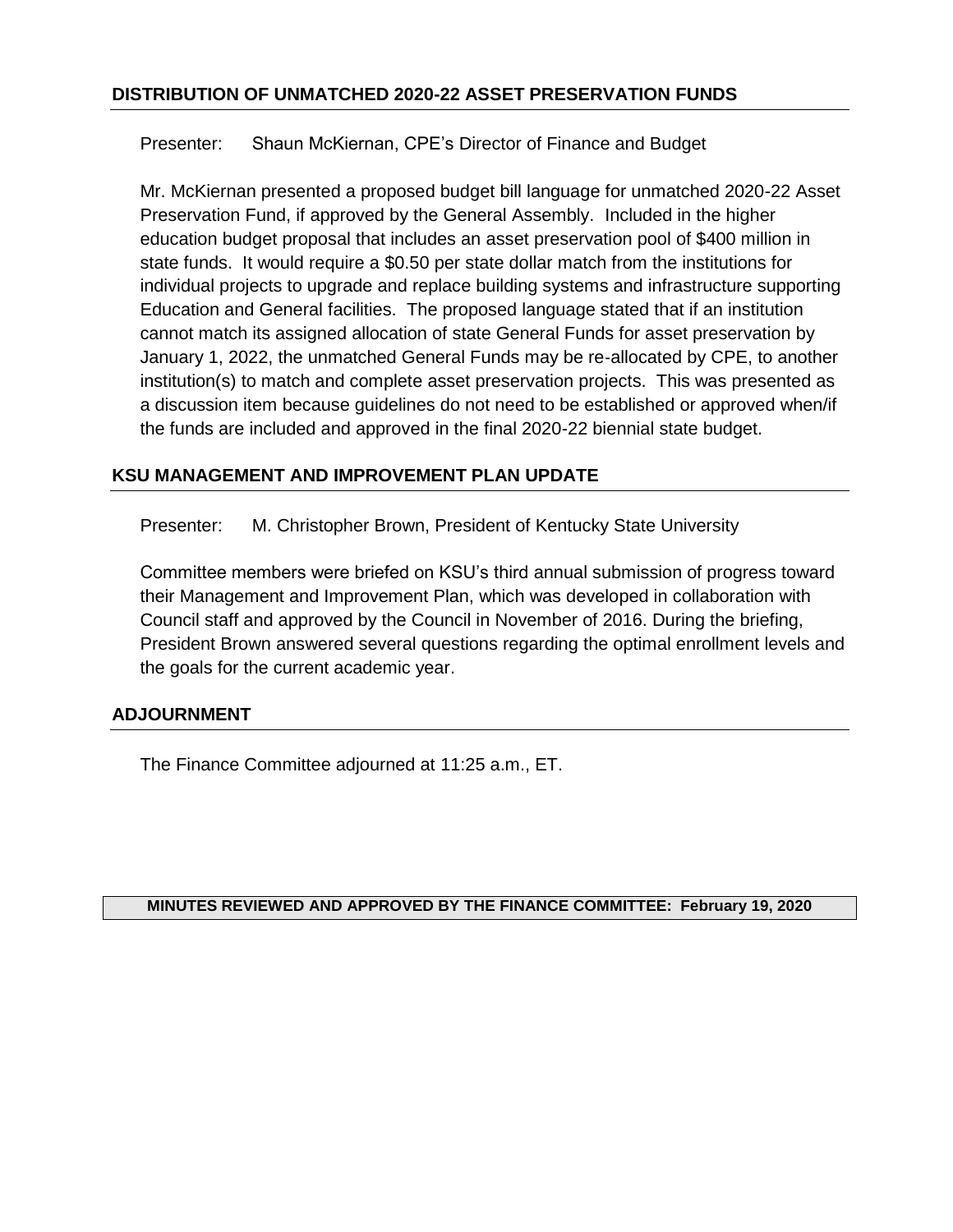## DISTRIBUTION OF UNMATCHED 2020-22 ASSET PRESERVATION FUNDS

Presenter: Shaun McKiernan, CPE's Director of Finance and Budget

Mr. McKiernan presented a proposed budget bill language for unmatched 2020-22 Asset Preservation Fund, if approved by the General Assembly. Included in the higher education budget proposal that includes an asset preservation pool of $400 million in state funds. It would require a $0.50 per state dollar match from the institutions for individual projects to upgrade and replace building systems and infrastructure supporting Education and General facilities. The proposed language stated that if an institution cannot match its assigned allocation of state General Funds for asset preservation by January 1, 2022, the unmatched General Funds may be re-allocated by CPE, to another institution(s) to match and complete asset preservation projects. This was presented as a discussion item because guidelines do not need to be established or approved when/if the funds are included and approved in the final 2020-22 biennial state budget.

## KSU MANAGEMENT AND IMPROVEMENT PLAN UPDATE

Presenter: M. Christopher Brown, President of Kentucky State University

Committee members were briefed on KSU's third annual submission of progress toward their Management and Improvement Plan, which was developed in collaboration with Council staff and approved by the Council in November of 2016. During the briefing, President Brown answered several questions regarding the optimal enrollment levels and the goals for the current academic year.

## ADJOURNMENT

The Finance Committee adjourned at 11:25 a.m., ET.

**MINUTES REVIEWED AND APPROVED BY THE FINANCE COMMITTEE: February 19, 2020**